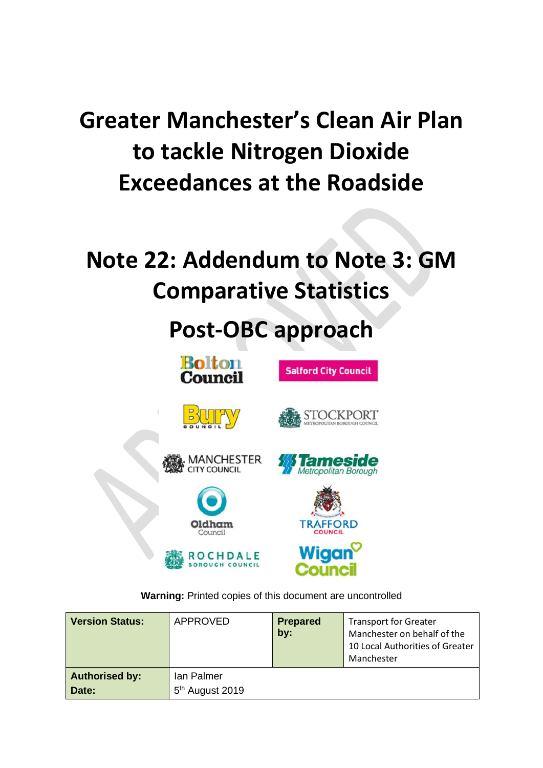# Greater Manchester's Clean Air Plan to tackle Nitrogen Dioxide Exceedances at the Roadside

# Note 22: Addendum to Note 3: GM Comparative Statistics

# Post-OBC approach

Bolton Council

Salford City Council

Bury Council

Stockport Metropolitan Borough Council

Manchester City Council

Tameside Metropolitan Borough

Oldham Council

Trafford Council

Rochdale Borough Council

Wigan Council

**Warning:** Printed copies of this document are uncontrolled

| **Version Status:** | APPROVED | **Prepared by:** | Transport for Greater Manchester on behalf of the 10 Local Authorities of Greater Manchester |
|---|---|---|---|
| **Authorised by:** | Ian Palmer | | |
| **Date:** | 5th August 2019 | | |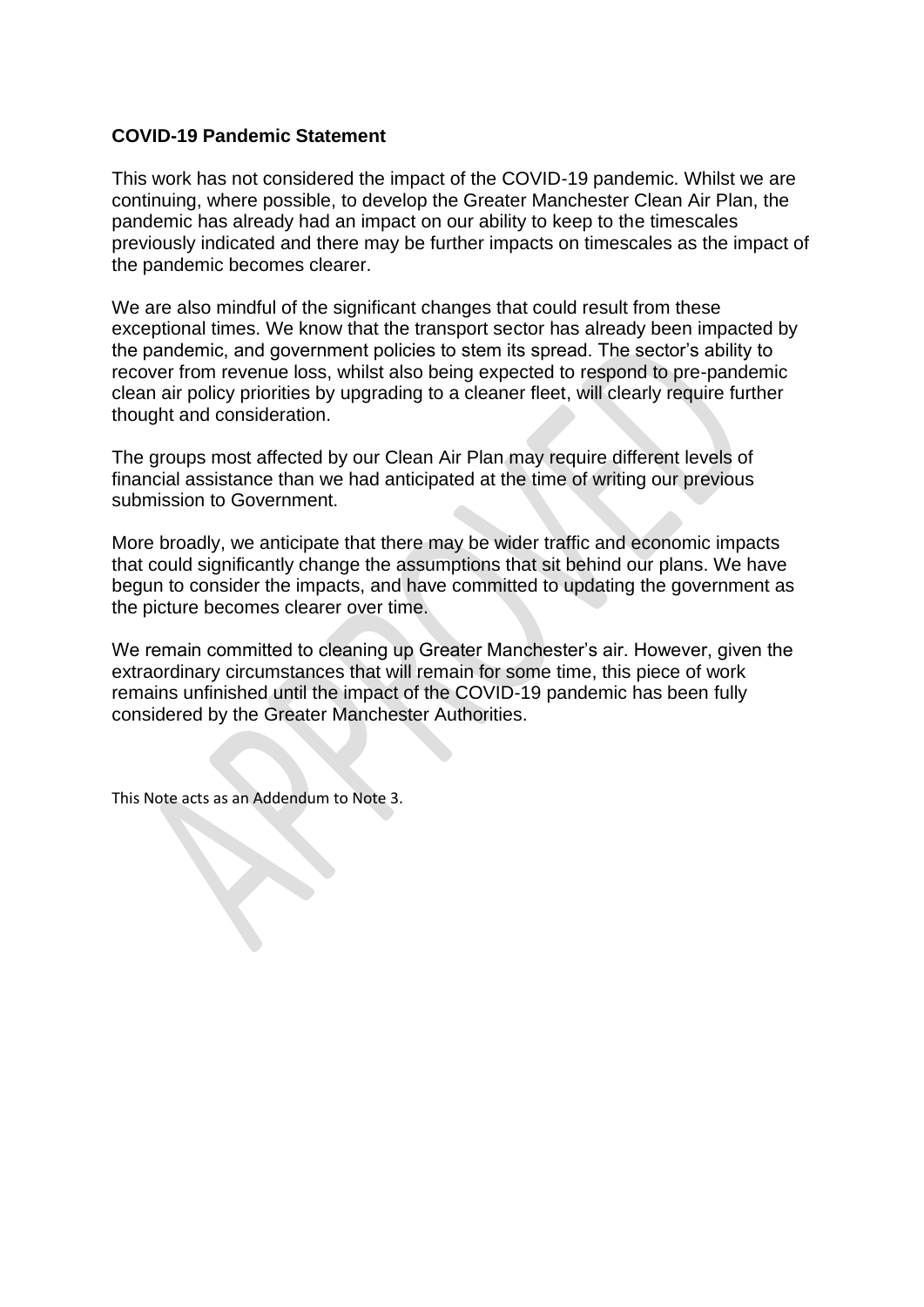**COVID-19 Pandemic Statement**

This work has not considered the impact of the COVID-19 pandemic. Whilst we are continuing, where possible, to develop the Greater Manchester Clean Air Plan, the pandemic has already had an impact on our ability to keep to the timescales previously indicated and there may be further impacts on timescales as the impact of the pandemic becomes clearer.

We are also mindful of the significant changes that could result from these exceptional times. We know that the transport sector has already been impacted by the pandemic, and government policies to stem its spread. The sector's ability to recover from revenue loss, whilst also being expected to respond to pre-pandemic clean air policy priorities by upgrading to a cleaner fleet, will clearly require further thought and consideration.

The groups most affected by our Clean Air Plan may require different levels of financial assistance than we had anticipated at the time of writing our previous submission to Government.

More broadly, we anticipate that there may be wider traffic and economic impacts that could significantly change the assumptions that sit behind our plans. We have begun to consider the impacts, and have committed to updating the government as the picture becomes clearer over time.

We remain committed to cleaning up Greater Manchester's air. However, given the extraordinary circumstances that will remain for some time, this piece of work remains unfinished until the impact of the COVID-19 pandemic has been fully considered by the Greater Manchester Authorities.

This Note acts as an Addendum to Note 3.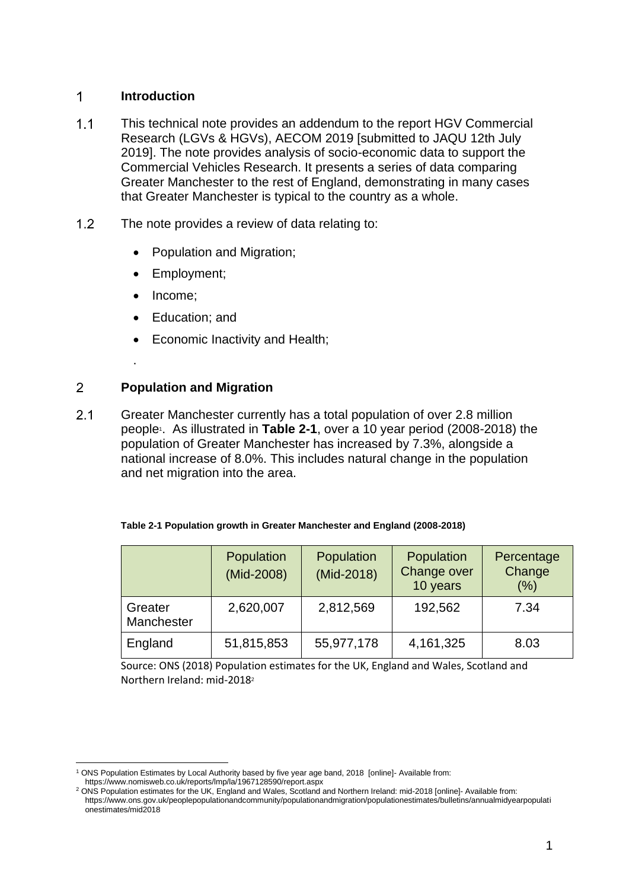# 1 Introduction

1.1 This technical note provides an addendum to the report HGV Commercial Research (LGVs & HGVs), AECOM 2019 [submitted to JAQU 12th July 2019]. The note provides analysis of socio-economic data to support the Commercial Vehicles Research. It presents a series of data comparing Greater Manchester to the rest of England, demonstrating in many cases that Greater Manchester is typical to the country as a whole.

1.2 The note provides a review of data relating to:

- Population and Migration;
- Employment;
- Income;
- Education; and
- Economic Inactivity and Health;

.

# 2 Population and Migration

2.1 Greater Manchester currently has a total population of over 2.8 million people[1]. As illustrated in **Table 2-1**, over a 10 year period (2008-2018) the population of Greater Manchester has increased by 7.3%, alongside a national increase of 8.0%. This includes natural change in the population and net migration into the area.

**Table 2-1 Population growth in Greater Manchester and England (2008-2018)**

| | Population (Mid-2008) | Population (Mid-2018) | Population Change over 10 years | Percentage Change (%) |
|---|---|---|---|---|
| Greater Manchester | 2,620,007 | 2,812,569 | 192,562 | 7.34 |
| England | 51,815,853 | 55,977,178 | 4,161,325 | 8.03 |

Source: ONS (2018) Population estimates for the UK, England and Wales, Scotland and Northern Ireland: mid-2018[2]

[1] ONS Population Estimates by Local Authority based by five year age band, 2018 [online]- Available from: https://www.nomisweb.co.uk/reports/lmp/la/1967128590/report.aspx

[2] ONS Population estimates for the UK, England and Wales, Scotland and Northern Ireland: mid-2018 [online]- Available from: https://www.ons.gov.uk/peoplepopulationandcommunity/populationandmigration/populationestimates/bulletins/annualmidyearpopulationestimates/mid2018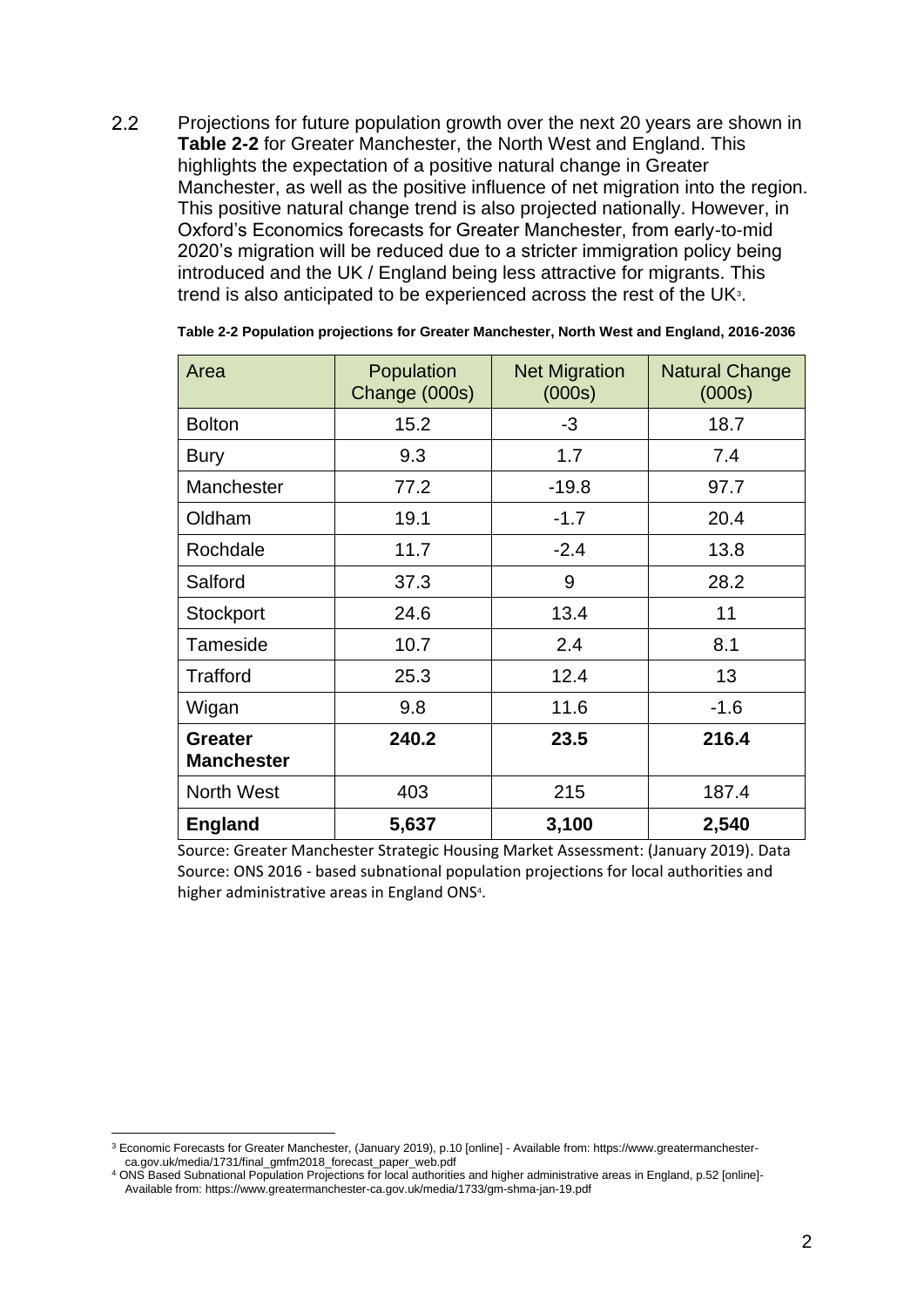2.2 Projections for future population growth over the next 20 years are shown in **Table 2-2** for Greater Manchester, the North West and England. This highlights the expectation of a positive natural change in Greater Manchester, as well as the positive influence of net migration into the region. This positive natural change trend is also projected nationally. However, in Oxford's Economics forecasts for Greater Manchester, from early-to-mid 2020's migration will be reduced due to a stricter immigration policy being introduced and the UK / England being less attractive for migrants. This trend is also anticipated to be experienced across the rest of the UK[3].

**Table 2-2 Population projections for Greater Manchester, North West and England, 2016-2036**

| Area | Population Change (000s) | Net Migration (000s) | Natural Change (000s) |
|---|---|---|---|
| Bolton | 15.2 | -3 | 18.7 |
| Bury | 9.3 | 1.7 | 7.4 |
| Manchester | 77.2 | -19.8 | 97.7 |
| Oldham | 19.1 | -1.7 | 20.4 |
| Rochdale | 11.7 | -2.4 | 13.8 |
| Salford | 37.3 | 9 | 28.2 |
| Stockport | 24.6 | 13.4 | 11 |
| Tameside | 10.7 | 2.4 | 8.1 |
| Trafford | 25.3 | 12.4 | 13 |
| Wigan | 9.8 | 11.6 | -1.6 |
| **Greater Manchester** | **240.2** | **23.5** | **216.4** |
| North West | 403 | 215 | 187.4 |
| **England** | **5,637** | **3,100** | **2,540** |

Source: Greater Manchester Strategic Housing Market Assessment: (January 2019). Data Source: ONS 2016 - based subnational population projections for local authorities and higher administrative areas in England ONS[4].

[3] Economic Forecasts for Greater Manchester, (January 2019), p.10 [online] - Available from: https://www.greatermanchester-ca.gov.uk/media/1731/final_gmfm2018_forecast_paper_web.pdf

[4] ONS Based Subnational Population Projections for local authorities and higher administrative areas in England, p.52 [online]- Available from: https://www.greatermanchester-ca.gov.uk/media/1733/gm-shma-jan-19.pdf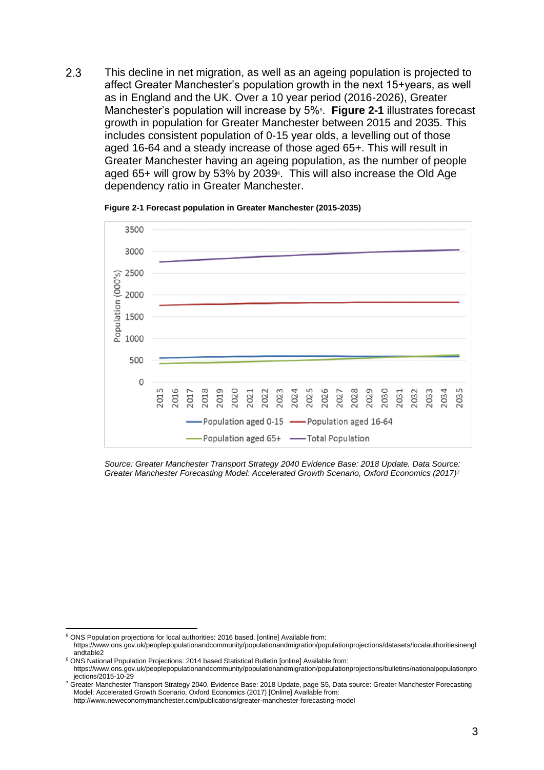2.3 This decline in net migration, as well as an ageing population is projected to affect Greater Manchester's population growth in the next 15+years, as well as in England and the UK. Over a 10 year period (2016-2026), Greater Manchester's population will increase by 5%[5]. **Figure 2-1** illustrates forecast growth in population for Greater Manchester between 2015 and 2035. This includes consistent population of 0-15 year olds, a levelling out of those aged 16-64 and a steady increase of those aged 65+. This will result in Greater Manchester having an ageing population, as the number of people aged 65+ will grow by 53% by 2039[6]. This will also increase the Old Age dependency ratio in Greater Manchester.

**Figure 2-1 Forecast population in Greater Manchester (2015-2035)**

*Source: Greater Manchester Transport Strategy 2040 Evidence Base: 2018 Update. Data Source: Greater Manchester Forecasting Model: Accelerated Growth Scenario, Oxford Economics (2017)[7]*

---

[5] ONS Population projections for local authorities: 2016 based. [online] Available from: https://www.ons.gov.uk/peoplepopulationandcommunity/populationandmigration/populationprojections/datasets/localauthoritiesinenglandtable2

[6] ONS National Population Projections: 2014 based Statistical Bulletin [online] Available from: https://www.ons.gov.uk/peoplepopulationandcommunity/populationandmigration/populationprojections/bulletins/nationalpopulationprojections/2015-10-29

[7] Greater Manchester Transport Strategy 2040, Evidence Base: 2018 Update, page S5, Data source: Greater Manchester Forecasting Model: Accelerated Growth Scenario, Oxford Economics (2017) [Online] Available from: http://www.neweconomymanchester.com/publications/greater-manchester-forecasting-model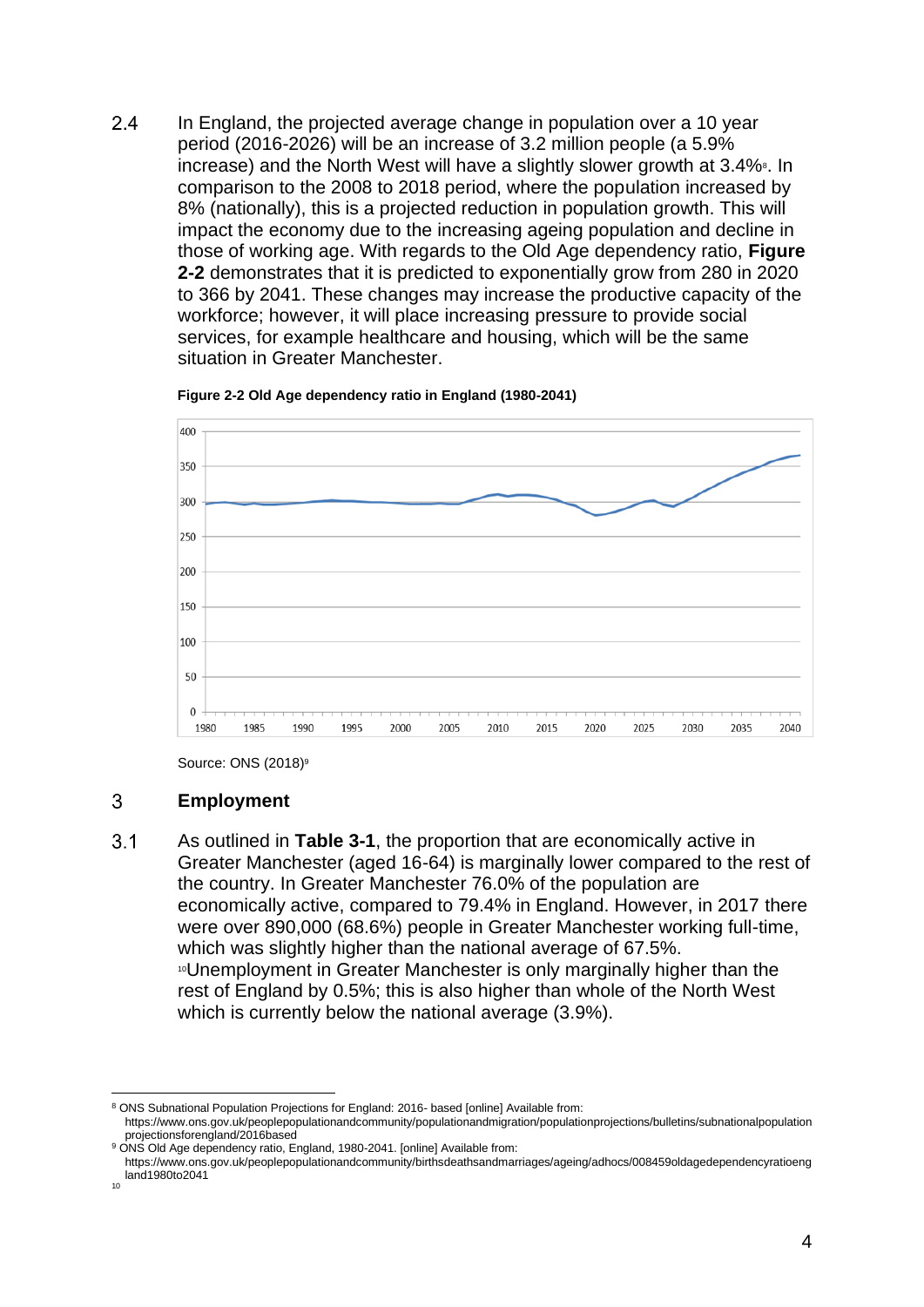2.4 In England, the projected average change in population over a 10 year period (2016-2026) will be an increase of 3.2 million people (a 5.9% increase) and the North West will have a slightly slower growth at 3.4%[8]. In comparison to the 2008 to 2018 period, where the population increased by 8% (nationally), this is a projected reduction in population growth. This will impact the economy due to the increasing ageing population and decline in those of working age. With regards to the Old Age dependency ratio, **Figure 2-2** demonstrates that it is predicted to exponentially grow from 280 in 2020 to 366 by 2041. These changes may increase the productive capacity of the workforce; however, it will place increasing pressure to provide social services, for example healthcare and housing, which will be the same situation in Greater Manchester.

**Figure 2-2 Old Age dependency ratio in England (1980-2041)**

Source: ONS (2018)[9]

## 3 Employment

3.1 As outlined in **Table 3-1**, the proportion that are economically active in Greater Manchester (aged 16-64) is marginally lower compared to the rest of the country. In Greater Manchester 76.0% of the population are economically active, compared to 79.4% in England. However, in 2017 there were over 890,000 (68.6%) people in Greater Manchester working full-time, which was slightly higher than the national average of 67.5%. [10]Unemployment in Greater Manchester is only marginally higher than the rest of England by 0.5%; this is also higher than whole of the North West which is currently below the national average (3.9%).

---

[8] ONS Subnational Population Projections for England: 2016- based [online] Available from: https://www.ons.gov.uk/peoplepopulationandcommunity/populationandmigration/populationprojections/bulletins/subnationalpopulationprojectionsforengland/2016based

[9] ONS Old Age dependency ratio, England, 1980-2041. [online] Available from: https://www.ons.gov.uk/peoplepopulationandcommunity/birthsdeathsandmarriages/ageing/adhocs/008459oldagedependencyratioengland1980to2041

[10]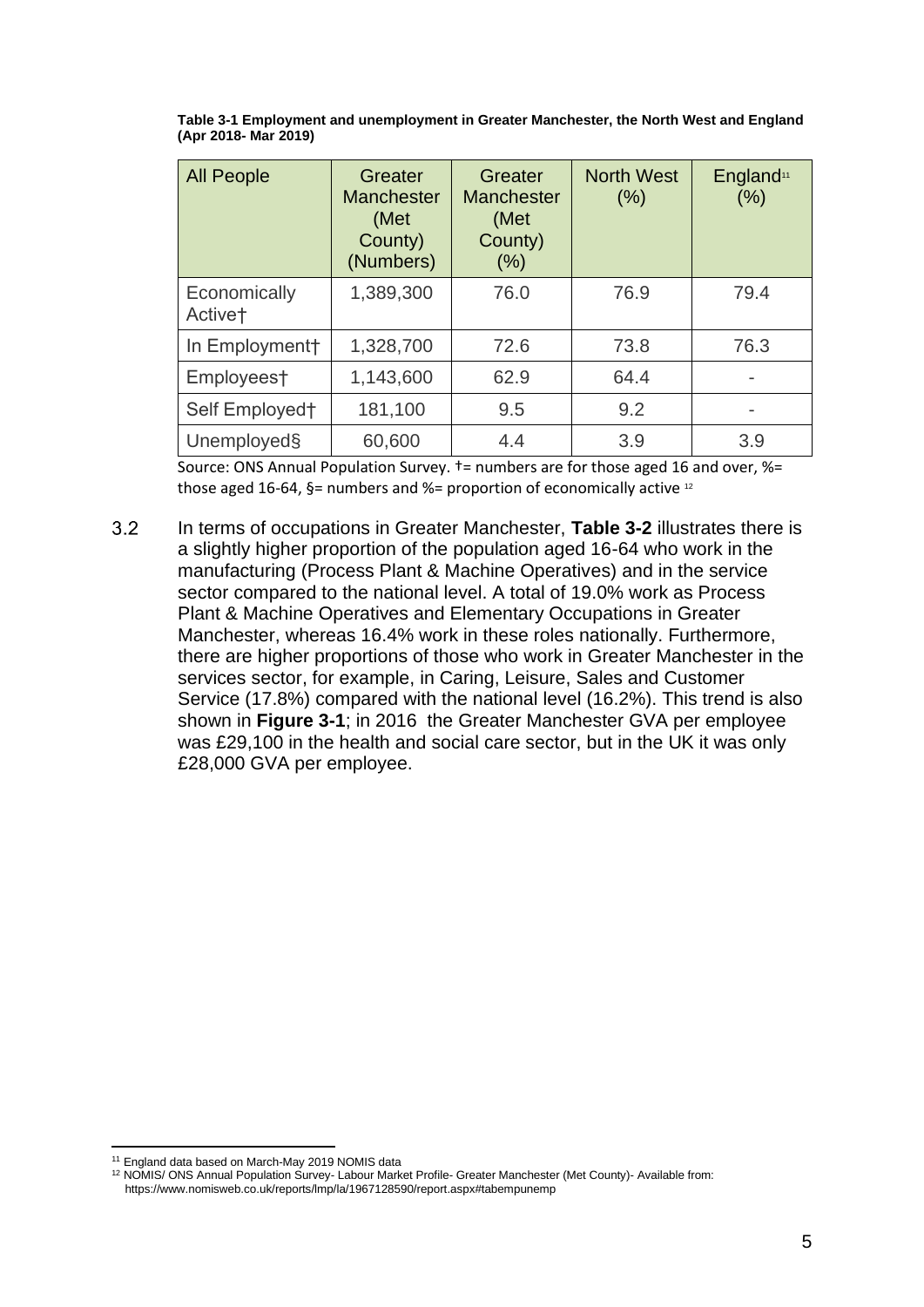**Table 3-1 Employment and unemployment in Greater Manchester, the North West and England (Apr 2018- Mar 2019)**

| All People | Greater Manchester (Met County) (Numbers) | Greater Manchester (Met County) (%) | North West (%) | England[11] (%) |
|---|---|---|---|---|
| Economically Active† | 1,389,300 | 76.0 | 76.9 | 79.4 |
| In Employment† | 1,328,700 | 72.6 | 73.8 | 76.3 |
| Employees† | 1,143,600 | 62.9 | 64.4 | - |
| Self Employed† | 181,100 | 9.5 | 9.2 | - |
| Unemployed§ | 60,600 | 4.4 | 3.9 | 3.9 |

Source: ONS Annual Population Survey. †= numbers are for those aged 16 and over, %= those aged 16-64, §= numbers and %= proportion of economically active [12]

3.2 In terms of occupations in Greater Manchester, **Table 3-2** illustrates there is a slightly higher proportion of the population aged 16-64 who work in the manufacturing (Process Plant & Machine Operatives) and in the service sector compared to the national level. A total of 19.0% work as Process Plant & Machine Operatives and Elementary Occupations in Greater Manchester, whereas 16.4% work in these roles nationally. Furthermore, there are higher proportions of those who work in Greater Manchester in the services sector, for example, in Caring, Leisure, Sales and Customer Service (17.8%) compared with the national level (16.2%). This trend is also shown in **Figure 3-1**; in 2016 the Greater Manchester GVA per employee was £29,100 in the health and social care sector, but in the UK it was only £28,000 GVA per employee.

---

[11] England data based on March-May 2019 NOMIS data

[12] NOMIS/ ONS Annual Population Survey- Labour Market Profile- Greater Manchester (Met County)- Available from: https://www.nomisweb.co.uk/reports/lmp/la/1967128590/report.aspx#tabempunemp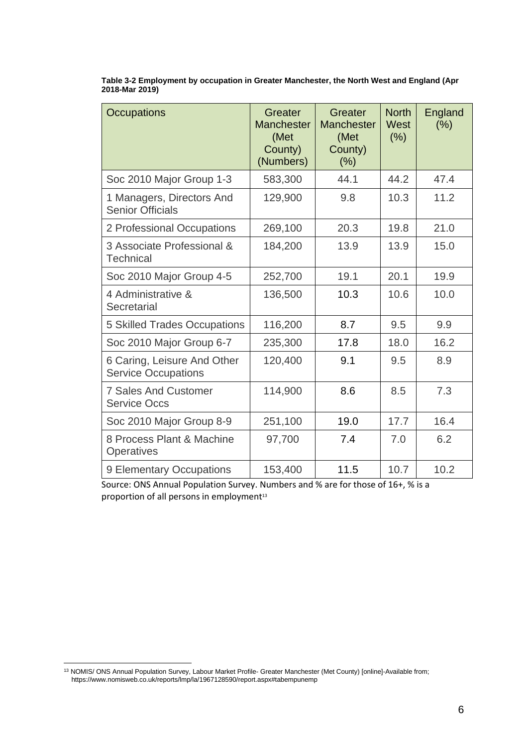**Table 3-2 Employment by occupation in Greater Manchester, the North West and England (Apr 2018-Mar 2019)**

| Occupations | Greater Manchester (Met County) (Numbers) | Greater Manchester (Met County) (%) | North West (%) | England (%) |
|---|---|---|---|---|
| Soc 2010 Major Group 1-3 | 583,300 | 44.1 | 44.2 | 47.4 |
| 1 Managers, Directors And Senior Officials | 129,900 | 9.8 | 10.3 | 11.2 |
| 2 Professional Occupations | 269,100 | 20.3 | 19.8 | 21.0 |
| 3 Associate Professional & Technical | 184,200 | 13.9 | 13.9 | 15.0 |
| Soc 2010 Major Group 4-5 | 252,700 | 19.1 | 20.1 | 19.9 |
| 4 Administrative & Secretarial | 136,500 | 10.3 | 10.6 | 10.0 |
| 5 Skilled Trades Occupations | 116,200 | 8.7 | 9.5 | 9.9 |
| Soc 2010 Major Group 6-7 | 235,300 | 17.8 | 18.0 | 16.2 |
| 6 Caring, Leisure And Other Service Occupations | 120,400 | 9.1 | 9.5 | 8.9 |
| 7 Sales And Customer Service Occs | 114,900 | 8.6 | 8.5 | 7.3 |
| Soc 2010 Major Group 8-9 | 251,100 | 19.0 | 17.7 | 16.4 |
| 8 Process Plant & Machine Operatives | 97,700 | 7.4 | 7.0 | 6.2 |
| 9 Elementary Occupations | 153,400 | 11.5 | 10.7 | 10.2 |

Source: ONS Annual Population Survey. Numbers and % are for those of 16+, % is a proportion of all persons in employment[13]

[13] NOMIS/ ONS Annual Population Survey, Labour Market Profile- Greater Manchester (Met County) [online]-Available from; https://www.nomisweb.co.uk/reports/lmp/la/1967128590/report.aspx#tabempunemp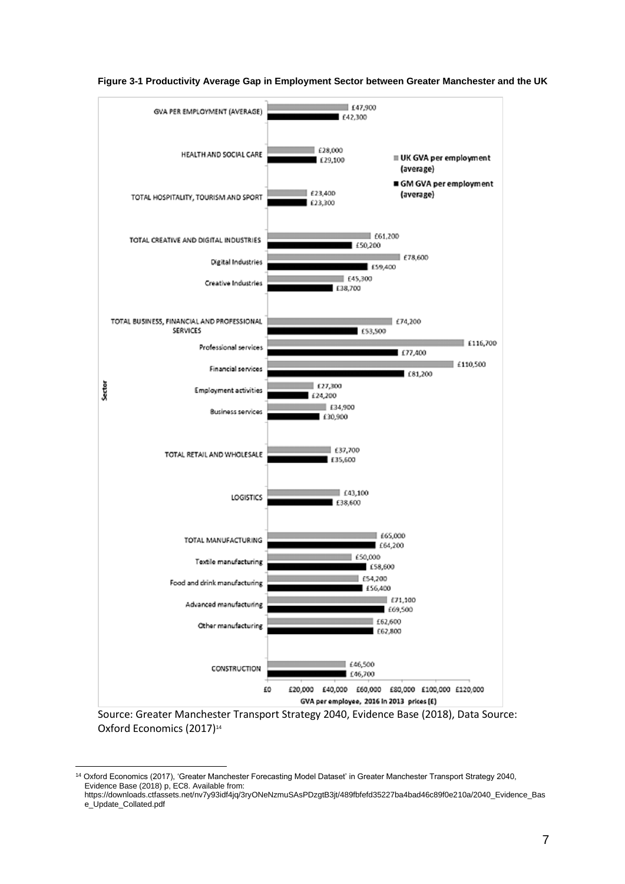**Figure 3-1 Productivity Average Gap in Employment Sector between Greater Manchester and the UK**

| Sector | UK GVA per employment (average) | GM GVA per employment (average) |
|---|---|---|
| GVA PER EMPLOYMENT (AVERAGE) | £47,900 | £42,300 |
| HEALTH AND SOCIAL CARE | £28,000 | £29,100 |
| TOTAL HOSPITALITY, TOURISM AND SPORT | £23,400 | £23,300 |
| TOTAL CREATIVE AND DIGITAL INDUSTRIES | £61,200 | £50,200 |
| Digital Industries | £78,600 | £59,400 |
| Creative Industries | £45,300 | £38,700 |
| TOTAL BUSINESS, FINANCIAL AND PROFESSIONAL SERVICES | £74,200 | £53,500 |
| Professional services | £116,700 | £77,400 |
| Financial services | £110,500 | £81,200 |
| Employment activities | £27,300 | £24,200 |
| Business services | £34,900 | £30,900 |
| TOTAL RETAIL AND WHOLESALE | £37,700 | £35,600 |
| LOGISTICS | £43,100 | £38,600 |
| TOTAL MANUFACTURING | £65,000 | £64,200 |
| Textile manufacturing | £50,000 | £58,600 |
| Food and drink manufacturing | £54,200 | £56,400 |
| Advanced manufacturing | £71,100 | £69,500 |
| Other manufacturing | £62,600 | £62,800 |
| CONSTRUCTION | £46,500 | £46,700 |

GVA per employee, 2016 in 2013 prices (£)

Source: Greater Manchester Transport Strategy 2040, Evidence Base (2018), Data Source: Oxford Economics (2017)[14]

[14] Oxford Economics (2017), 'Greater Manchester Forecasting Model Dataset' in Greater Manchester Transport Strategy 2040, Evidence Base (2018) p, EC8. Available from: https://downloads.ctfassets.net/nv7y93idf4jq/3ryONeNzmuSAsPDzgtB3jt/489fbfefd35227ba4bad46c89f0e210a/2040_Evidence_Base_Update_Collated.pdf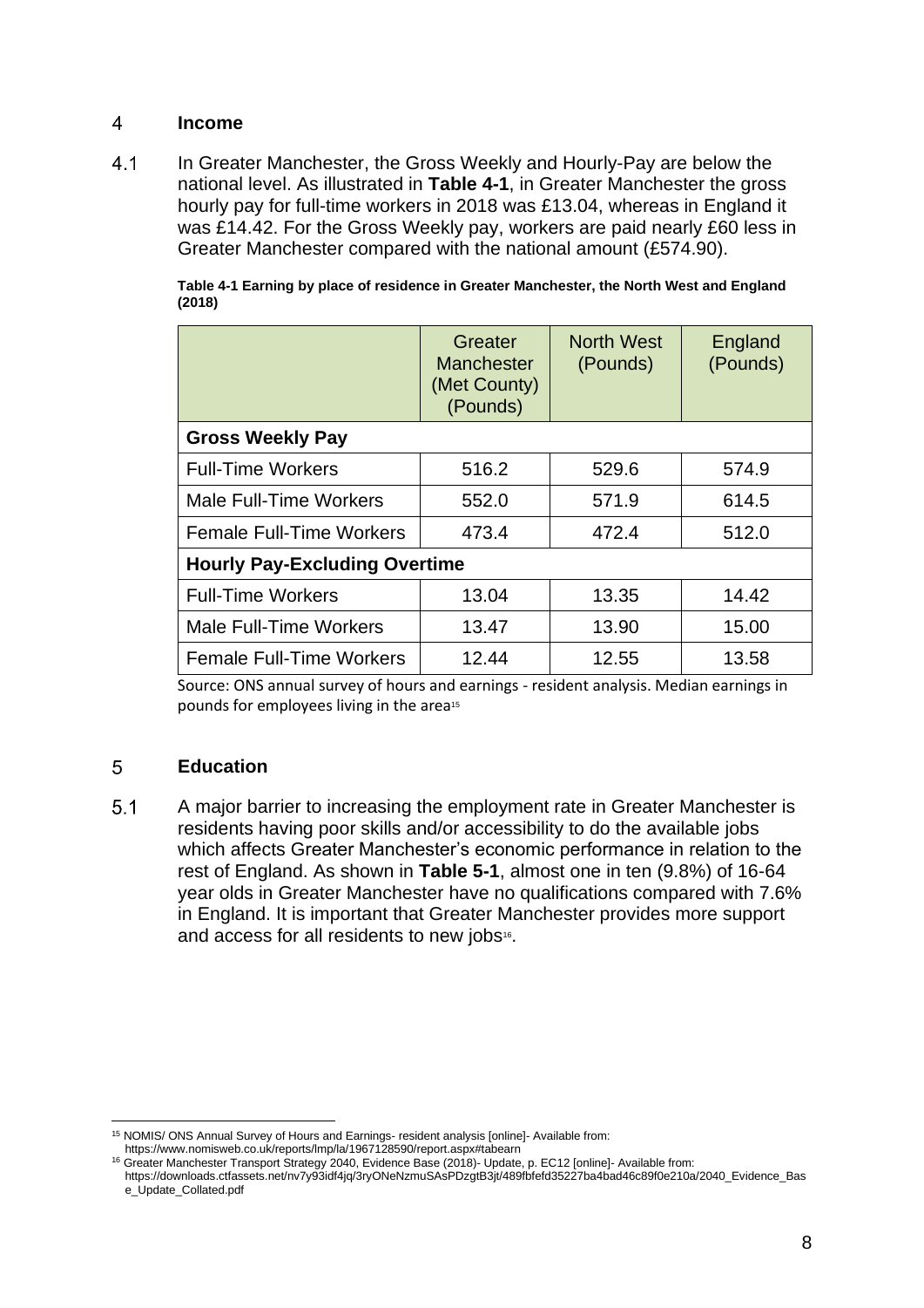## 4 Income

4.1 In Greater Manchester, the Gross Weekly and Hourly-Pay are below the national level. As illustrated in **Table 4-1**, in Greater Manchester the gross hourly pay for full-time workers in 2018 was £13.04, whereas in England it was £14.42. For the Gross Weekly pay, workers are paid nearly £60 less in Greater Manchester compared with the national amount (£574.90).

**Table 4-1 Earning by place of residence in Greater Manchester, the North West and England (2018)**

| | Greater Manchester (Met County) (Pounds) | North West (Pounds) | England (Pounds) |
|---|---|---|---|
| **Gross Weekly Pay** | | | |
| Full-Time Workers | 516.2 | 529.6 | 574.9 |
| Male Full-Time Workers | 552.0 | 571.9 | 614.5 |
| Female Full-Time Workers | 473.4 | 472.4 | 512.0 |
| **Hourly Pay-Excluding Overtime** | | | |
| Full-Time Workers | 13.04 | 13.35 | 14.42 |
| Male Full-Time Workers | 13.47 | 13.90 | 15.00 |
| Female Full-Time Workers | 12.44 | 12.55 | 13.58 |

Source: ONS annual survey of hours and earnings - resident analysis. Median earnings in pounds for employees living in the area[15]

## 5 Education

5.1 A major barrier to increasing the employment rate in Greater Manchester is residents having poor skills and/or accessibility to do the available jobs which affects Greater Manchester's economic performance in relation to the rest of England. As shown in **Table 5-1**, almost one in ten (9.8%) of 16-64 year olds in Greater Manchester have no qualifications compared with 7.6% in England. It is important that Greater Manchester provides more support and access for all residents to new jobs[16].

[15] NOMIS/ ONS Annual Survey of Hours and Earnings- resident analysis [online]- Available from: https://www.nomisweb.co.uk/reports/lmp/la/1967128590/report.aspx#tabearn

[16] Greater Manchester Transport Strategy 2040, Evidence Base (2018)- Update, p. EC12 [online]- Available from: https://downloads.ctfassets.net/nv7y93idf4jq/3ryONeNzmuSAsPDzgtB3jt/489fbfefd35227ba4bad46c89f0e210a/2040_Evidence_Base_Update_Collated.pdf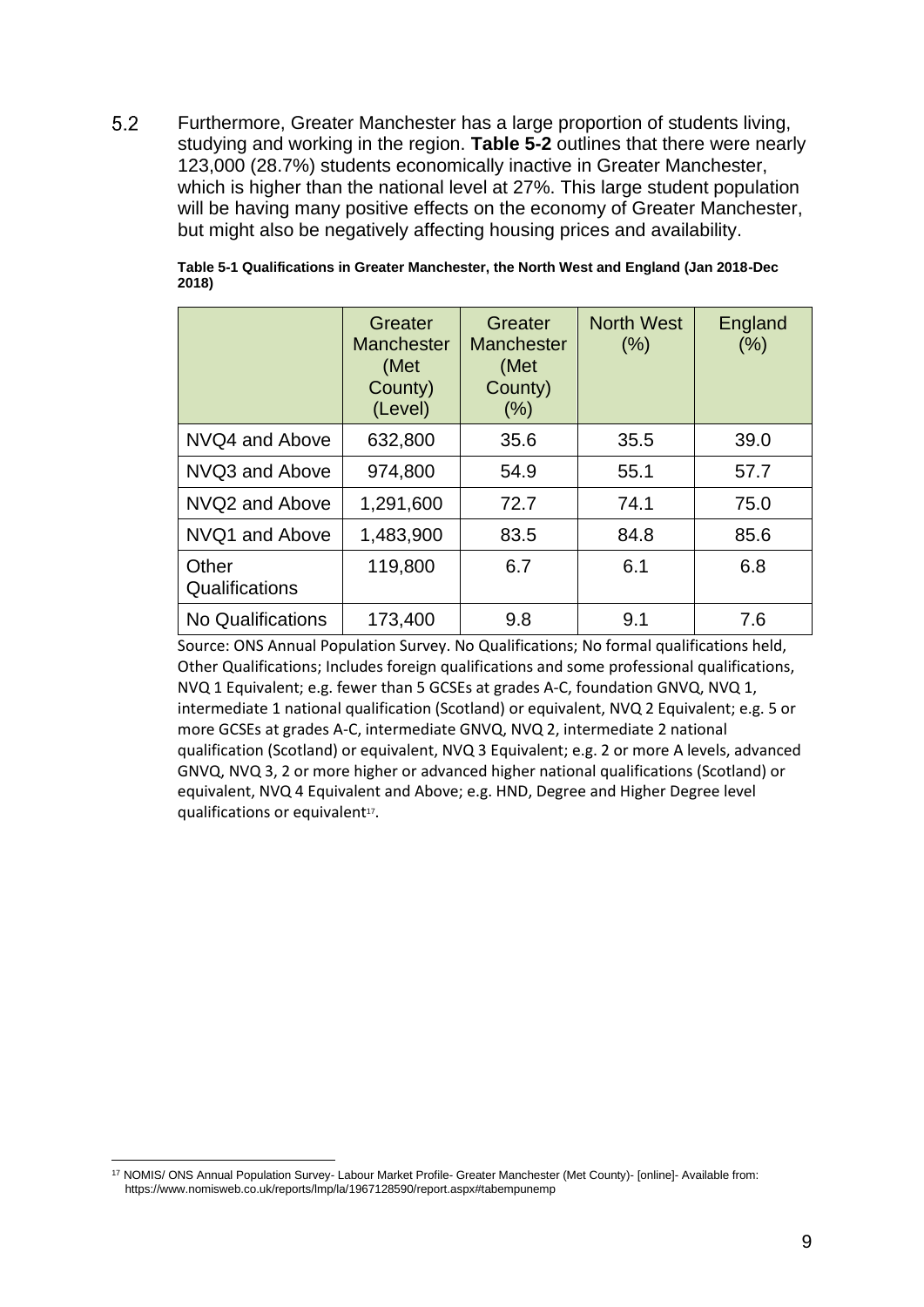5.2 Furthermore, Greater Manchester has a large proportion of students living, studying and working in the region. **Table 5-2** outlines that there were nearly 123,000 (28.7%) students economically inactive in Greater Manchester, which is higher than the national level at 27%. This large student population will be having many positive effects on the economy of Greater Manchester, but might also be negatively affecting housing prices and availability.

**Table 5-1 Qualifications in Greater Manchester, the North West and England (Jan 2018-Dec 2018)**

| | Greater Manchester (Met County) (Level) | Greater Manchester (Met County) (%) | North West (%) | England (%) |
|---|---|---|---|---|
| NVQ4 and Above | 632,800 | 35.6 | 35.5 | 39.0 |
| NVQ3 and Above | 974,800 | 54.9 | 55.1 | 57.7 |
| NVQ2 and Above | 1,291,600 | 72.7 | 74.1 | 75.0 |
| NVQ1 and Above | 1,483,900 | 83.5 | 84.8 | 85.6 |
| Other Qualifications | 119,800 | 6.7 | 6.1 | 6.8 |
| No Qualifications | 173,400 | 9.8 | 9.1 | 7.6 |

Source: ONS Annual Population Survey. No Qualifications; No formal qualifications held, Other Qualifications; Includes foreign qualifications and some professional qualifications, NVQ 1 Equivalent; e.g. fewer than 5 GCSEs at grades A-C, foundation GNVQ, NVQ 1, intermediate 1 national qualification (Scotland) or equivalent, NVQ 2 Equivalent; e.g. 5 or more GCSEs at grades A-C, intermediate GNVQ, NVQ 2, intermediate 2 national qualification (Scotland) or equivalent, NVQ 3 Equivalent; e.g. 2 or more A levels, advanced GNVQ, NVQ 3, 2 or more higher or advanced higher national qualifications (Scotland) or equivalent, NVQ 4 Equivalent and Above; e.g. HND, Degree and Higher Degree level qualifications or equivalent[17].

[17] NOMIS/ ONS Annual Population Survey- Labour Market Profile- Greater Manchester (Met County)- [online]- Available from: https://www.nomisweb.co.uk/reports/lmp/la/1967128590/report.aspx#tabempunemp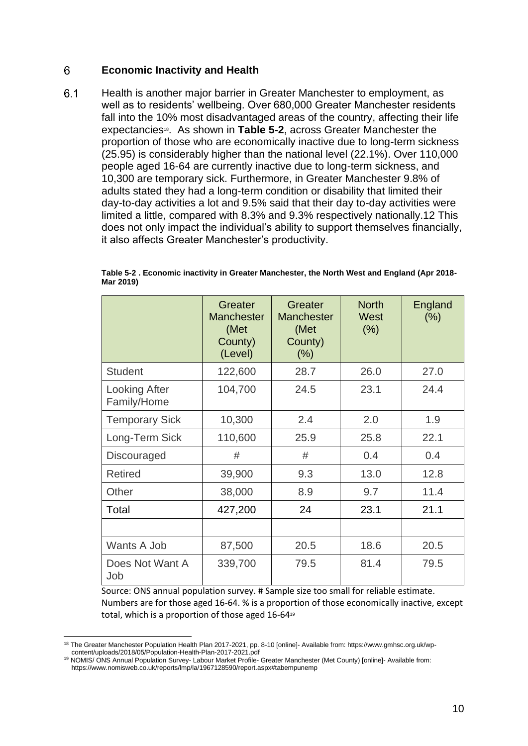## 6 Economic Inactivity and Health

6.1 Health is another major barrier in Greater Manchester to employment, as well as to residents' wellbeing. Over 680,000 Greater Manchester residents fall into the 10% most disadvantaged areas of the country, affecting their life expectancies[18]. As shown in **Table 5-2**, across Greater Manchester the proportion of those who are economically inactive due to long-term sickness (25.95) is considerably higher than the national level (22.1%). Over 110,000 people aged 16-64 are currently inactive due to long-term sickness, and 10,300 are temporary sick. Furthermore, in Greater Manchester 9.8% of adults stated they had a long-term condition or disability that limited their day-to-day activities a lot and 9.5% said that their day to-day activities were limited a little, compared with 8.3% and 9.3% respectively nationally.12 This does not only impact the individual's ability to support themselves financially, it also affects Greater Manchester's productivity.

**Table 5-2 . Economic inactivity in Greater Manchester, the North West and England (Apr 2018-Mar 2019)**

| | Greater Manchester (Met County) (Level) | Greater Manchester (Met County) (%) | North West (%) | England (%) |
|---|---|---|---|---|
| Student | 122,600 | 28.7 | 26.0 | 27.0 |
| Looking After Family/Home | 104,700 | 24.5 | 23.1 | 24.4 |
| Temporary Sick | 10,300 | 2.4 | 2.0 | 1.9 |
| Long-Term Sick | 110,600 | 25.9 | 25.8 | 22.1 |
| Discouraged | # | # | 0.4 | 0.4 |
| Retired | 39,900 | 9.3 | 13.0 | 12.8 |
| Other | 38,000 | 8.9 | 9.7 | 11.4 |
| Total | 427,200 | 24 | 23.1 | 21.1 |
| | | | | |
| Wants A Job | 87,500 | 20.5 | 18.6 | 20.5 |
| Does Not Want A Job | 339,700 | 79.5 | 81.4 | 79.5 |

Source: ONS annual population survey. # Sample size too small for reliable estimate. Numbers are for those aged 16-64. % is a proportion of those economically inactive, except total, which is a proportion of those aged 16-64[19]

[18] The Greater Manchester Population Health Plan 2017-2021, pp. 8-10 [online]- Available from: https://www.gmhsc.org.uk/wp-content/uploads/2018/05/Population-Health-Plan-2017-2021.pdf

[19] NOMIS/ ONS Annual Population Survey- Labour Market Profile- Greater Manchester (Met County) [online]- Available from: https://www.nomisweb.co.uk/reports/lmp/la/1967128590/report.aspx#tabempunemp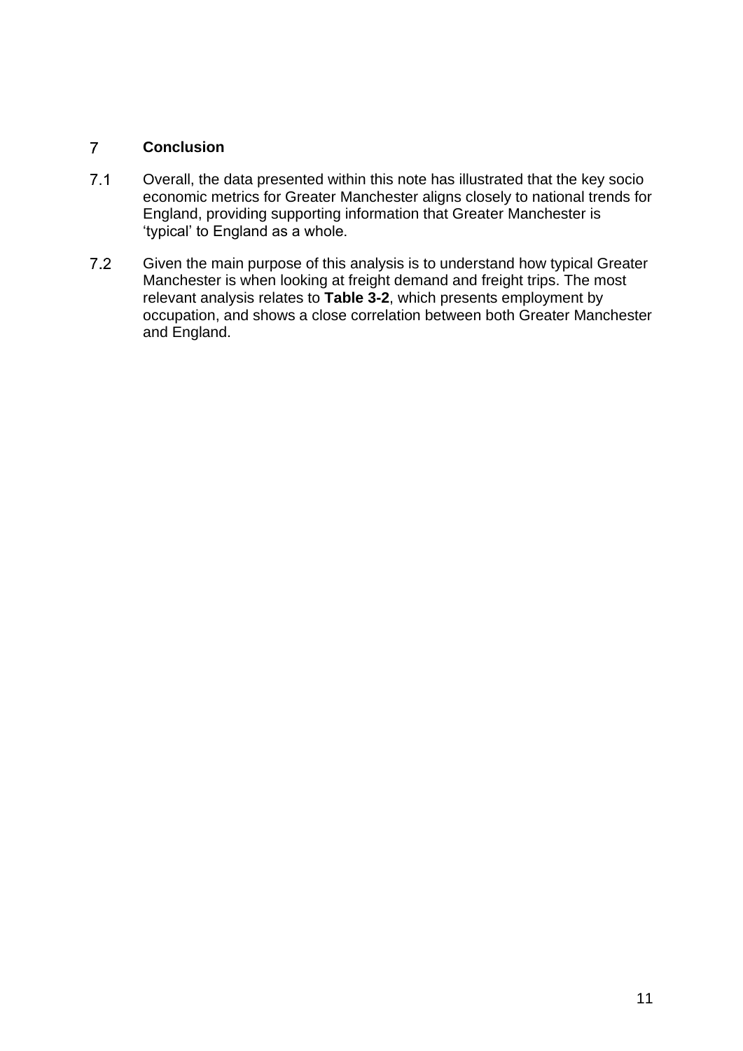# 7 Conclusion

7.1 Overall, the data presented within this note has illustrated that the key socio economic metrics for Greater Manchester aligns closely to national trends for England, providing supporting information that Greater Manchester is 'typical' to England as a whole.

7.2 Given the main purpose of this analysis is to understand how typical Greater Manchester is when looking at freight demand and freight trips. The most relevant analysis relates to **Table 3-2**, which presents employment by occupation, and shows a close correlation between both Greater Manchester and England.